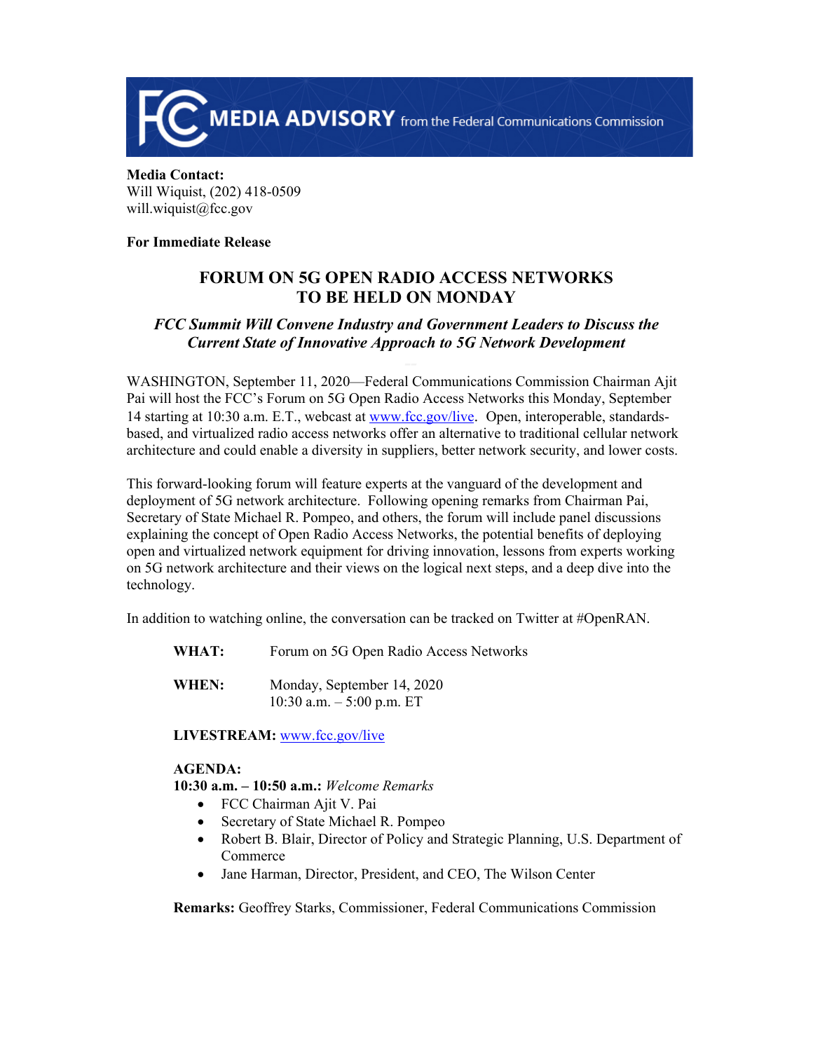**MEDIA ADVISORY** from the Federal Communications Commission

**Media Contact:**
Will Wiquist, (202) 418-0509
will.wiquist@fcc.gov

**For Immediate Release**

# FORUM ON 5G OPEN RADIO ACCESS NETWORKS TO BE HELD ON MONDAY

## *FCC Summit Will Convene Industry and Government Leaders to Discuss the Current State of Innovative Approach to 5G Network Development*

WASHINGTON, September 11, 2020—Federal Communications Commission Chairman Ajit Pai will host the FCC's Forum on 5G Open Radio Access Networks this Monday, September 14 starting at 10:30 a.m. E.T., webcast at [www.fcc.gov/live](www.fcc.gov/live). Open, interoperable, standards-based, and virtualized radio access networks offer an alternative to traditional cellular network architecture and could enable a diversity in suppliers, better network security, and lower costs.

This forward-looking forum will feature experts at the vanguard of the development and deployment of 5G network architecture. Following opening remarks from Chairman Pai, Secretary of State Michael R. Pompeo, and others, the forum will include panel discussions explaining the concept of Open Radio Access Networks, the potential benefits of deploying open and virtualized network equipment for driving innovation, lessons from experts working on 5G network architecture and their views on the logical next steps, and a deep dive into the technology.

In addition to watching online, the conversation can be tracked on Twitter at #OpenRAN.

**WHAT:** Forum on 5G Open Radio Access Networks

**WHEN:** Monday, September 14, 2020
10:30 a.m. – 5:00 p.m. ET

**LIVESTREAM:** [www.fcc.gov/live](www.fcc.gov/live)

**AGENDA:**

**10:30 a.m. – 10:50 a.m.:** *Welcome Remarks*

- FCC Chairman Ajit V. Pai
- Secretary of State Michael R. Pompeo
- Robert B. Blair, Director of Policy and Strategic Planning, U.S. Department of Commerce
- Jane Harman, Director, President, and CEO, The Wilson Center

**Remarks:** Geoffrey Starks, Commissioner, Federal Communications Commission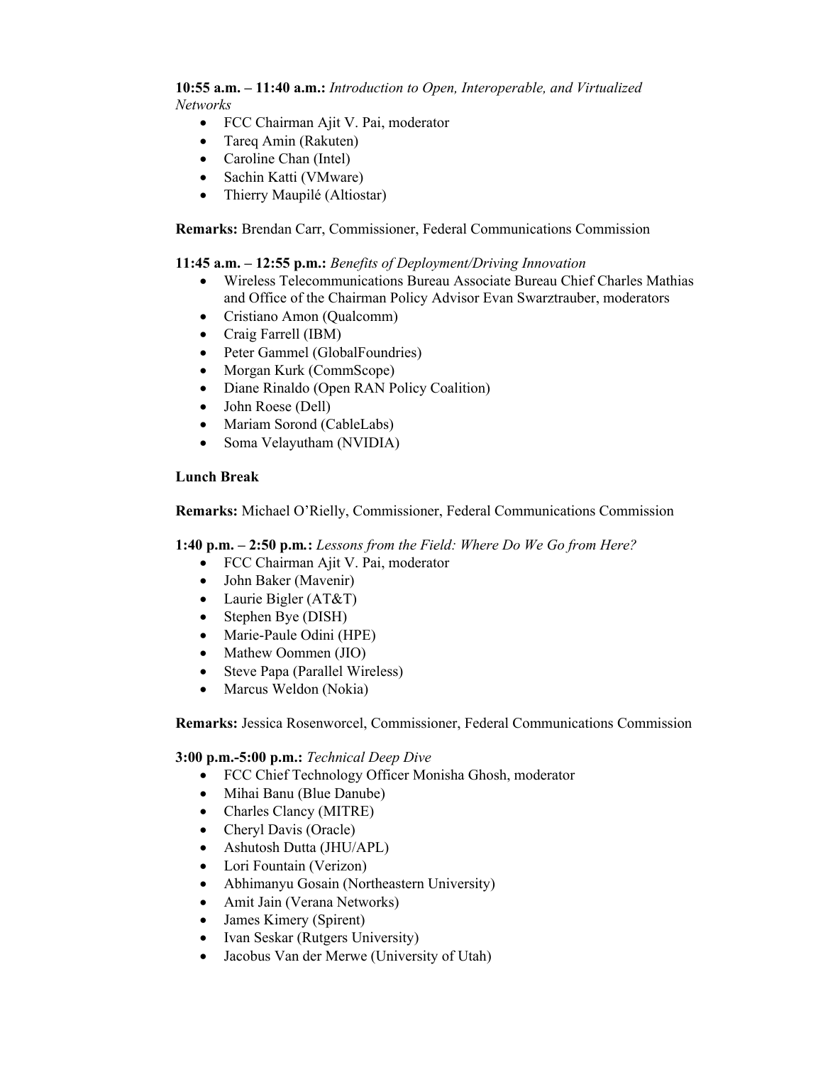**10:55 a.m. – 11:40 a.m.:** *Introduction to Open, Interoperable, and Virtualized Networks*

- FCC Chairman Ajit V. Pai, moderator
- Tareq Amin (Rakuten)
- Caroline Chan (Intel)
- Sachin Katti (VMware)
- Thierry Maupilé (Altiostar)

**Remarks:** Brendan Carr, Commissioner, Federal Communications Commission

**11:45 a.m. – 12:55 p.m.:** *Benefits of Deployment/Driving Innovation*

- Wireless Telecommunications Bureau Associate Bureau Chief Charles Mathias and Office of the Chairman Policy Advisor Evan Swarztrauber, moderators
- Cristiano Amon (Qualcomm)
- Craig Farrell (IBM)
- Peter Gammel (GlobalFoundries)
- Morgan Kurk (CommScope)
- Diane Rinaldo (Open RAN Policy Coalition)
- John Roese (Dell)
- Mariam Sorond (CableLabs)
- Soma Velayutham (NVIDIA)

**Lunch Break**

**Remarks:** Michael O'Rielly, Commissioner, Federal Communications Commission

**1:40 p.m. – 2:50 p.m.:** *Lessons from the Field: Where Do We Go from Here?*

- FCC Chairman Ajit V. Pai, moderator
- John Baker (Mavenir)
- Laurie Bigler (AT&T)
- Stephen Bye (DISH)
- Marie-Paule Odini (HPE)
- Mathew Oommen (JIO)
- Steve Papa (Parallel Wireless)
- Marcus Weldon (Nokia)

**Remarks:** Jessica Rosenworcel, Commissioner, Federal Communications Commission

**3:00 p.m.-5:00 p.m.:** *Technical Deep Dive*

- FCC Chief Technology Officer Monisha Ghosh, moderator
- Mihai Banu (Blue Danube)
- Charles Clancy (MITRE)
- Cheryl Davis (Oracle)
- Ashutosh Dutta (JHU/APL)
- Lori Fountain (Verizon)
- Abhimanyu Gosain (Northeastern University)
- Amit Jain (Verana Networks)
- James Kimery (Spirent)
- Ivan Seskar (Rutgers University)
- Jacobus Van der Merwe (University of Utah)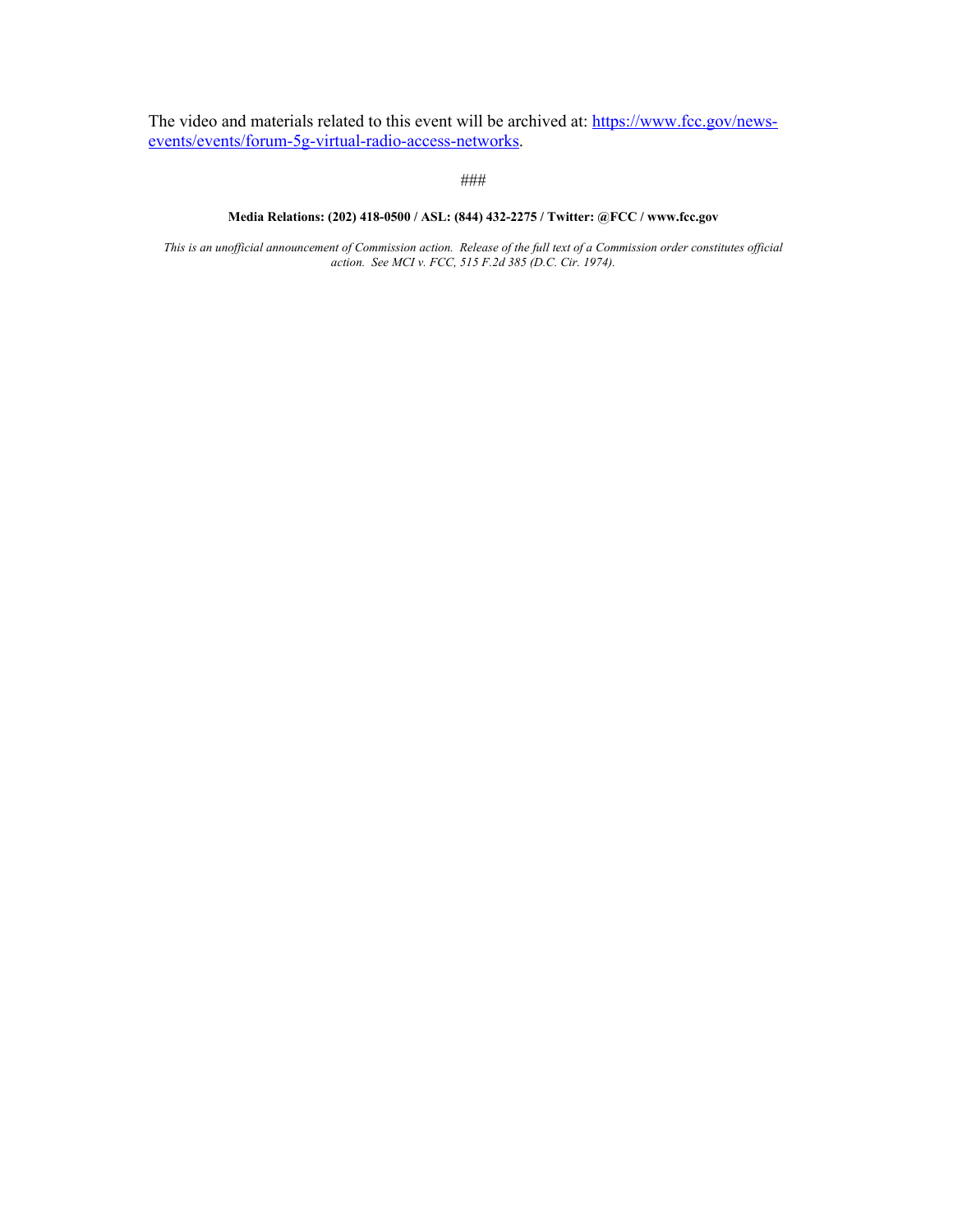The video and materials related to this event will be archived at: [https://www.fcc.gov/news-events/events/forum-5g-virtual-radio-access-networks](https://www.fcc.gov/news-events/events/forum-5g-virtual-radio-access-networks).

###

**Media Relations: (202) 418-0500 / ASL: (844) 432-2275 / Twitter: @FCC / www.fcc.gov**

*This is an unofficial announcement of Commission action. Release of the full text of a Commission order constitutes official action. See MCI v. FCC, 515 F.2d 385 (D.C. Cir. 1974).*